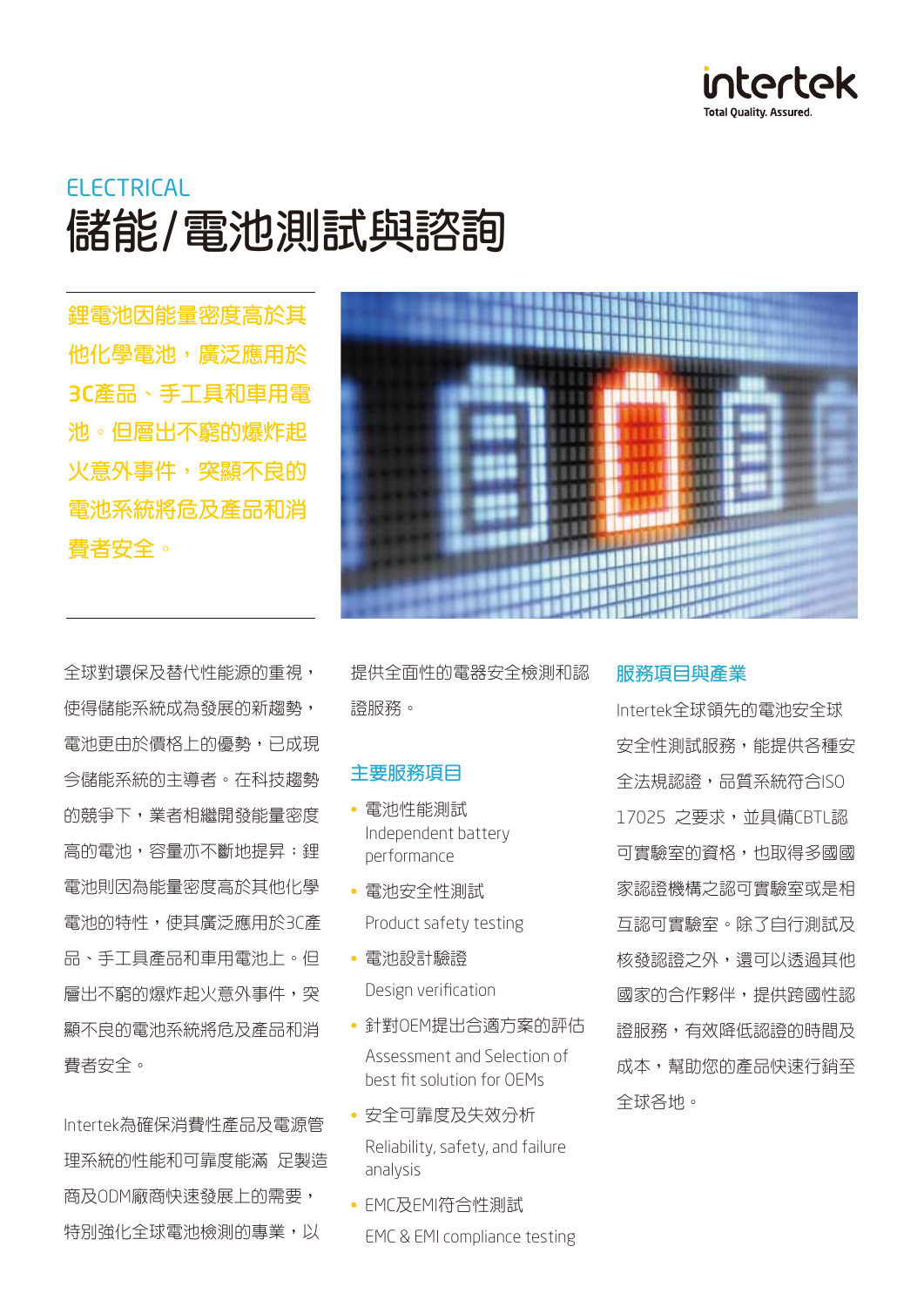ELECTRICAL

# 儲能/電池測試與諮詢

**鋰電池因能量密度高於其他化學電池，廣泛應用於3C產品、手工具和車用電池。但層出不窮的爆炸起火意外事件，突顯不良的電池系統將危及產品和消費者安全。**

全球對環保及替代性能源的重視，使得儲能系統成為發展的新趨勢，電池更由於價格上的優勢，已成現今儲能系統的主導者。在科技趨勢的競爭下，業者相繼開發能量密度高的電池，容量亦不斷地提昇：鋰電池則因為能量密度高於其他化學電池的特性，使其廣泛應用於3C產品、手工具產品和車用電池上。但層出不窮的爆炸起火意外事件，突顯不良的電池系統將危及產品和消費者安全。

Intertek為確保消費性產品及電源管理系統的性能和可靠度能滿 足製造商及ODM廠商快速發展上的需要，特別強化全球電池檢測的專業，以提供全面性的電器安全檢測和認證服務。

## 主要服務項目

- 電池性能測試
  Independent battery performance
- 電池安全性測試
  Product safety testing
- 電池設計驗證
  Design verification
- 針對OEM提出合適方案的評估
  Assessment and Selection of best fit solution for OEMs
- 安全可靠度及失效分析
  Reliability, safety, and failure analysis
- EMC及EMI符合性測試
  EMC & EMI compliance testing

## 服務項目與產業

Intertek全球領先的電池安全球安全性測試服務，能提供各種安全法規認證，品質系統符合ISO 17025 之要求，並具備CBTL認可實驗室的資格，也取得多國國家認證機構之認可實驗室或是相互認可實驗室。除了自行測試及核發認證之外，還可以透過其他國家的合作夥伴，提供跨國性認證服務，有效降低認證的時間及成本，幫助您的產品快速行銷至全球各地。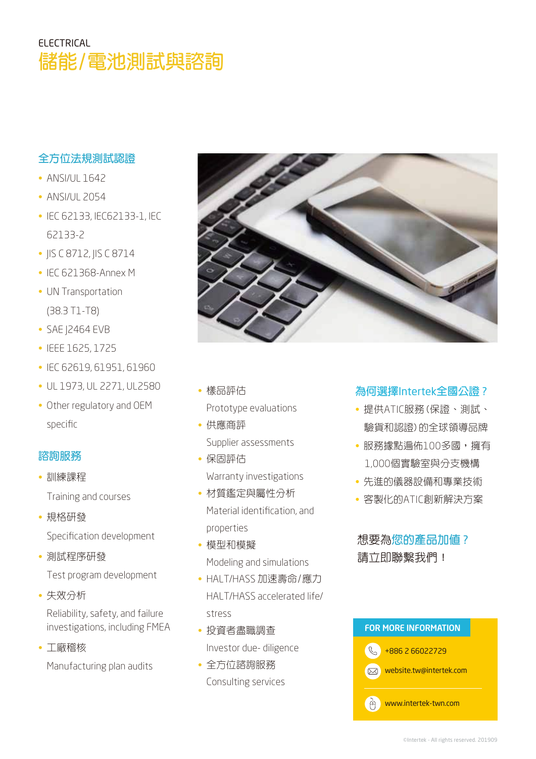ELECTRICAL

# 儲能/電池測試與諮詢

## 全方位法規測試認證

- ANSI/UL 1642
- ANSI/UL 2054
- IEC 62133, IEC62133-1, IEC 62133-2
- JIS C 8712, JIS C 8714
- IEC 621368-Annex M
- UN Transportation (38.3 T1-T8)
- SAE J2464 EVB
- IEEE 1625, 1725
- IEC 62619, 61951, 61960
- UL 1973, UL 2271, UL2580
- Other regulatory and OEM specific

## 諮詢服務

- 訓練課程
  Training and courses
- 規格研發
  Specification development
- 測試程序研發
  Test program development
- 失效分析
  Reliability, safety, and failure investigations, including FMEA
- 工廠稽核
  Manufacturing plan audits
- 樣品評估
  Prototype evaluations
- 供應商評
  Supplier assessments
- 保固評估
  Warranty investigations
- 材質鑑定與屬性分析
  Material identification, and properties
- 模型和模擬
  Modeling and simulations
- HALT/HASS 加速壽命/應力
  HALT/HASS accelerated life/stress
- 投資者盡職調查
  Investor due- diligence
- 全方位諮詢服務
  Consulting services

## 為何選擇Intertek全國公證？

- 提供ATIC服務(保證、測試、驗貨和認證)的全球領導品牌
- 服務據點遍佈100多國，擁有1,000個實驗室與分支機構
- 先進的儀器設備和專業技術
- 客製化的ATIC創新解決方案

想要為您的產品加值？
請立即聯繫我們！

**FOR MORE INFORMATION**

+886 2 66022729

website.tw@intertek.com

www.intertek-twn.com

©Intertek - All rights reserved. 201909